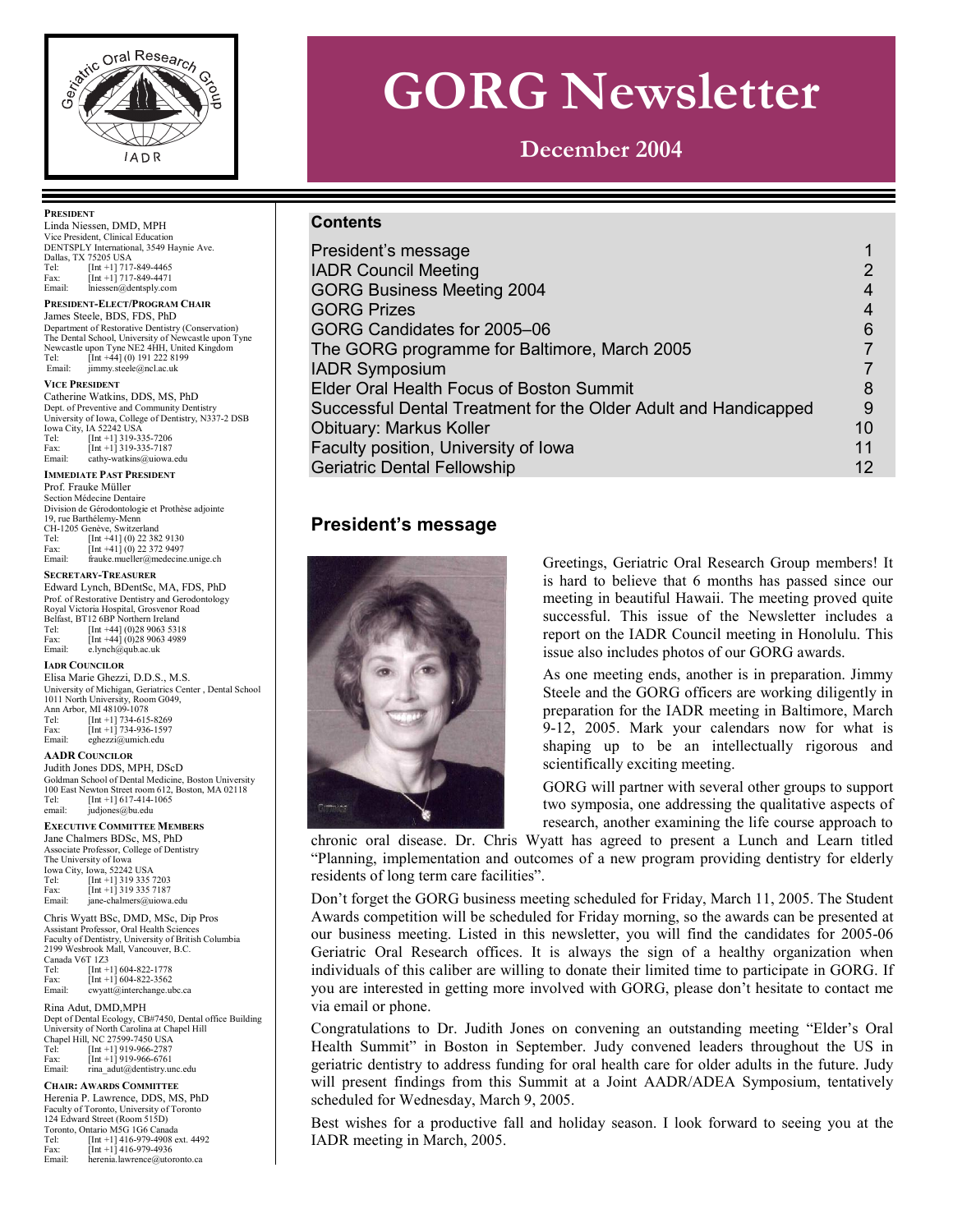# GORG Newsletter

## December 2004

**PRESIDENT**
Linda Niessen, DMD, MPH
Vice President, Clinical Education
DENTSPLY International, 3549 Haynie Ave.
Dallas, TX 75205 USA
Tel: [Int +1] 717-849-4465
Fax: [Int +1] 717-849-4471
Email: lniessen@dentsply.com

**PRESIDENT-ELECT/PROGRAM CHAIR**
James Steele, BDS, FDS, PhD
Department of Restorative Dentistry (Conservation)
The Dental School, University of Newcastle upon Tyne
Newcastle upon Tyne NE2 4HH, United Kingdom
Tel: [Int +44] (0) 191 222 8199
Email: jimmy.steele@ncl.ac.uk

**VICE PRESIDENT**
Catherine Watkins, DDS, MS, PhD
Dept. of Preventive and Community Dentistry
University of Iowa, College of Dentistry, N337-2 DSB
Iowa City, IA 52242 USA
Tel: [Int +1] 319-335-7206
Fax: [Int +1] 319-335-7187
Email: cathy-watkins@uiowa.edu

**IMMEDIATE PAST PRESIDENT**
Prof. Frauke Müller
Section Médecine Dentaire
Division de Gérodontologie et Prothèse adjointe
19, rue Barthélemy-Menn
CH-1205 Genève, Switzerland
Tel: [Int +41] (0) 22 382 9130
Fax: [Int +41] (0) 22 372 9497
Email: frauke.mueller@medecine.unige.ch

**SECRETARY-TREASURER**
Edward Lynch, BDentSc, MA, FDS, PhD
Prof. of Restorative Dentistry and Gerodontology
Royal Victoria Hospital, Grosvenor Road
Belfast, BT12 6BP Northern Ireland
Tel: [Int +44] (0)28 9063 5318
Fax: [Int +44] (0)28 9063 4989
Email: e.lynch@qub.ac.uk

**IADR COUNCILOR**
Elisa Marie Ghezzi, D.D.S., M.S.
University of Michigan, Geriatrics Center , Dental School
1011 North University, Room G049,
Ann Arbor, MI 48109-1078
Tel: [Int +1] 734-615-8269
Fax: [Int +1] 734-936-1597
Email: eghezzi@umich.edu

**AADR COUNCILOR**
Judith Jones DDS, MPH, DScD
Goldman School of Dental Medicine, Boston University
100 East Newton Street room 612, Boston, MA 02118
Tel: [Int +1] 617-414-1065
email: judjones@bu.edu

**EXECUTIVE COMMITTEE MEMBERS**
Jane Chalmers BDSc, MS, PhD
Associate Professor, College of Dentistry
The University of Iowa
Iowa City, Iowa, 52242 USA
Tel: [Int +1] 319 335 7203
Fax: [Int +1] 319 335 7187
Email: jane-chalmers@uiowa.edu

Chris Wyatt BSc, DMD, MSc, Dip Pros
Assistant Professor, Oral Health Sciences
Faculty of Dentistry, University of British Columbia
2199 Wesbrook Mall, Vancouver, B.C.
Canada V6T 1Z3
Tel: [Int +1] 604-822-1778
Fax: [Int +1] 604-822-3562
Email: cwyatt@interchange.ubc.ca

Rina Adut, DMD,MPH
Dept of Dental Ecology, CB#7450, Dental office Building
University of North Carolina at Chapel Hill
Chapel Hill, NC 27599-7450 USA
Tel: [Int +1] 919-966-2787
Fax: [Int +1] 919-966-6761
Email: rina_adut@dentistry.unc.edu

**CHAIR: AWARDS COMMITTEE**
Herenia P. Lawrence, DDS, MS, PhD
Faculty of Toronto, University of Toronto
124 Edward Street (Room 515D)
Toronto, Ontario M5G 1G6 Canada
Tel: [Int +1] 416-979-4908 ext. 4492
Fax: [Int +1] 416-979-4936
Email: herenia.lawrence@utoronto.ca

### Contents

| | |
|---|---|
| President's message | 1 |
| IADR Council Meeting | 2 |
| GORG Business Meeting 2004 | 4 |
| GORG Prizes | 4 |
| GORG Candidates for 2005–06 | 6 |
| The GORG programme for Baltimore, March 2005 | 7 |
| IADR Symposium | 7 |
| Elder Oral Health Focus of Boston Summit | 8 |
| Successful Dental Treatment for the Older Adult and Handicapped | 9 |
| Obituary: Markus Koller | 10 |
| Faculty position, University of Iowa | 11 |
| Geriatric Dental Fellowship | 12 |

## President's message

Greetings, Geriatric Oral Research Group members! It is hard to believe that 6 months has passed since our meeting in beautiful Hawaii. The meeting proved quite successful. This issue of the Newsletter includes a report on the IADR Council meeting in Honolulu. This issue also includes photos of our GORG awards.

As one meeting ends, another is in preparation. Jimmy Steele and the GORG officers are working diligently in preparation for the IADR meeting in Baltimore, March 9-12, 2005. Mark your calendars now for what is shaping up to be an intellectually rigorous and scientifically exciting meeting.

GORG will partner with several other groups to support two symposia, one addressing the qualitative aspects of research, another examining the life course approach to chronic oral disease. Dr. Chris Wyatt has agreed to present a Lunch and Learn titled "Planning, implementation and outcomes of a new program providing dentistry for elderly residents of long term care facilities".

Don't forget the GORG business meeting scheduled for Friday, March 11, 2005. The Student Awards competition will be scheduled for Friday morning, so the awards can be presented at our business meeting. Listed in this newsletter, you will find the candidates for 2005-06 Geriatric Oral Research offices. It is always the sign of a healthy organization when individuals of this caliber are willing to donate their limited time to participate in GORG. If you are interested in getting more involved with GORG, please don't hesitate to contact me via email or phone.

Congratulations to Dr. Judith Jones on convening an outstanding meeting "Elder's Oral Health Summit" in Boston in September. Judy convened leaders throughout the US in geriatric dentistry to address funding for oral health care for older adults in the future. Judy will present findings from this Summit at a Joint AADR/ADEA Symposium, tentatively scheduled for Wednesday, March 9, 2005.

Best wishes for a productive fall and holiday season. I look forward to seeing you at the IADR meeting in March, 2005.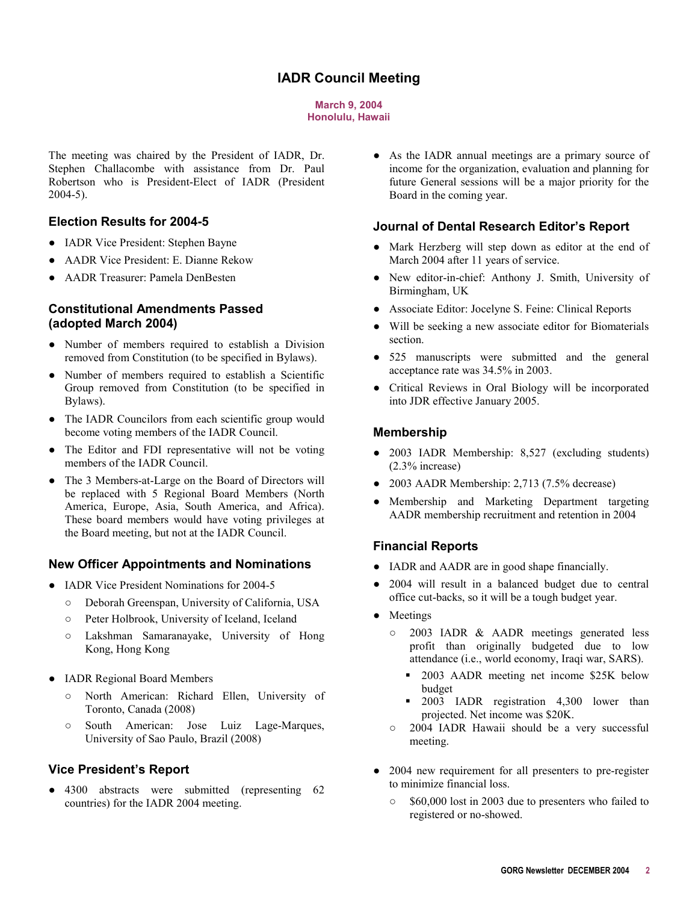# IADR Council Meeting

**March 9, 2004**
**Honolulu, Hawaii**

The meeting was chaired by the President of IADR, Dr. Stephen Challacombe with assistance from Dr. Paul Robertson who is President-Elect of IADR (President 2004-5).

## Election Results for 2004-5

- IADR Vice President: Stephen Bayne
- AADR Vice President: E. Dianne Rekow
- AADR Treasurer: Pamela DenBesten

## Constitutional Amendments Passed (adopted March 2004)

- Number of members required to establish a Division removed from Constitution (to be specified in Bylaws).
- Number of members required to establish a Scientific Group removed from Constitution (to be specified in Bylaws).
- The IADR Councilors from each scientific group would become voting members of the IADR Council.
- The Editor and FDI representative will not be voting members of the IADR Council.
- The 3 Members-at-Large on the Board of Directors will be replaced with 5 Regional Board Members (North America, Europe, Asia, South America, and Africa). These board members would have voting privileges at the Board meeting, but not at the IADR Council.

## New Officer Appointments and Nominations

- IADR Vice President Nominations for 2004-5
  - Deborah Greenspan, University of California, USA
  - Peter Holbrook, University of Iceland, Iceland
  - Lakshman Samaranayake, University of Hong Kong, Hong Kong
- IADR Regional Board Members
  - North American: Richard Ellen, University of Toronto, Canada (2008)
  - South American: Jose Luiz Lage-Marques, University of Sao Paulo, Brazil (2008)

## Vice President's Report

- 4300 abstracts were submitted (representing 62 countries) for the IADR 2004 meeting.
- As the IADR annual meetings are a primary source of income for the organization, evaluation and planning for future General sessions will be a major priority for the Board in the coming year.

## Journal of Dental Research Editor's Report

- Mark Herzberg will step down as editor at the end of March 2004 after 11 years of service.
- New editor-in-chief: Anthony J. Smith, University of Birmingham, UK
- Associate Editor: Jocelyne S. Feine: Clinical Reports
- Will be seeking a new associate editor for Biomaterials section.
- 525 manuscripts were submitted and the general acceptance rate was 34.5% in 2003.
- Critical Reviews in Oral Biology will be incorporated into JDR effective January 2005.

## Membership

- 2003 IADR Membership: 8,527 (excluding students) (2.3% increase)
- 2003 AADR Membership: 2,713 (7.5% decrease)
- Membership and Marketing Department targeting AADR membership recruitment and retention in 2004

## Financial Reports

- IADR and AADR are in good shape financially.
- 2004 will result in a balanced budget due to central office cut-backs, so it will be a tough budget year.
- Meetings
  - 2003 IADR & AADR meetings generated less profit than originally budgeted due to low attendance (i.e., world economy, Iraqi war, SARS).
    - 2003 AADR meeting net income $25K below budget
    - 2003 IADR registration 4,300 lower than projected. Net income was $20K.
  - 2004 IADR Hawaii should be a very successful meeting.
- 2004 new requirement for all presenters to pre-register to minimize financial loss.
  - $60,000 lost in 2003 due to presenters who failed to registered or no-showed.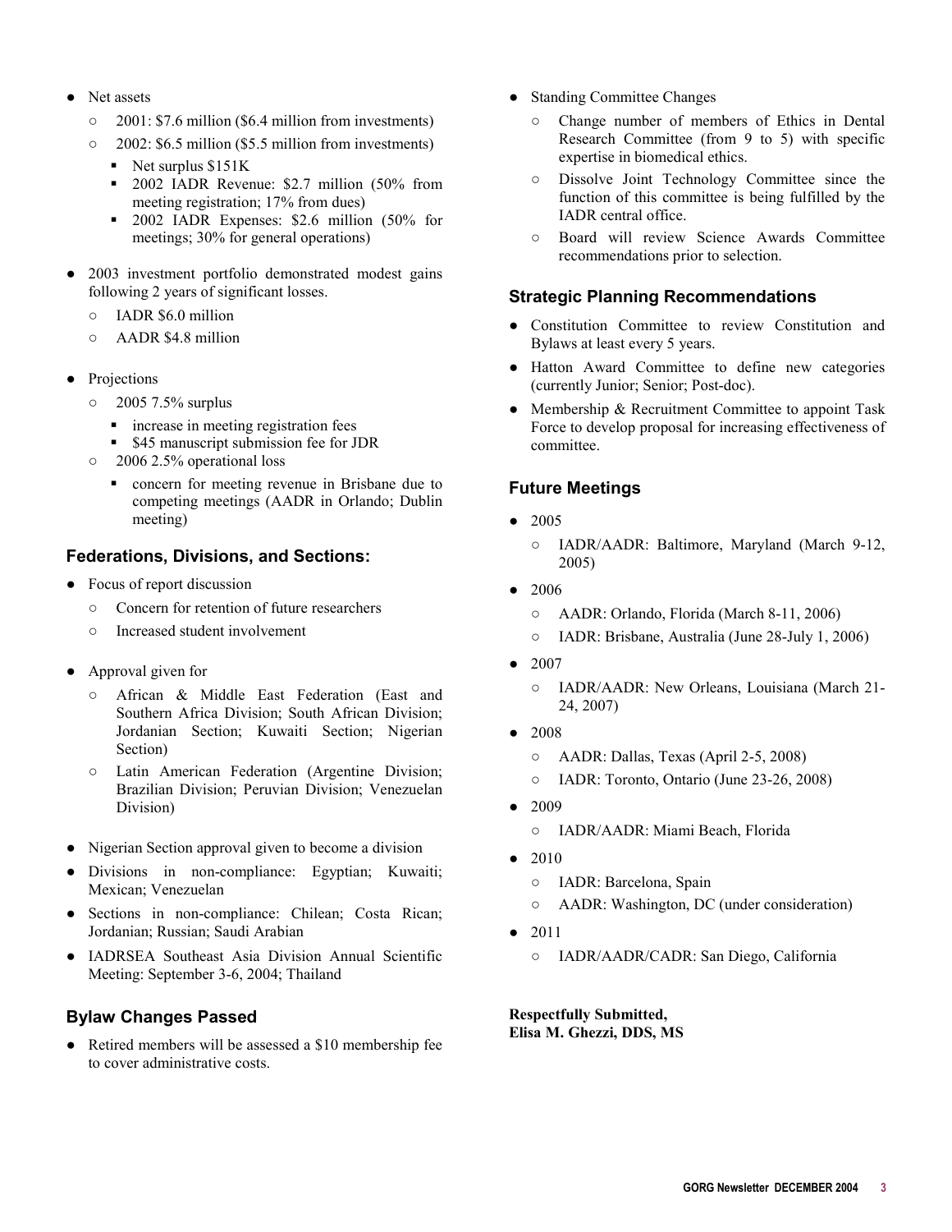- Net assets
  - 2001: $7.6 million ($6.4 million from investments)
  - 2002: $6.5 million ($5.5 million from investments)
    - Net surplus $151K
    - 2002 IADR Revenue: $2.7 million (50% from meeting registration; 17% from dues)
    - 2002 IADR Expenses: $2.6 million (50% for meetings; 30% for general operations)

- 2003 investment portfolio demonstrated modest gains following 2 years of significant losses.
  - IADR $6.0 million
  - AADR $4.8 million

- Projections
  - 2005 7.5% surplus
    - increase in meeting registration fees
    - $45 manuscript submission fee for JDR
  - 2006 2.5% operational loss
    - concern for meeting revenue in Brisbane due to competing meetings (AADR in Orlando; Dublin meeting)

### Federations, Divisions, and Sections:

- Focus of report discussion
  - Concern for retention of future researchers
  - Increased student involvement

- Approval given for
  - African & Middle East Federation (East and Southern Africa Division; South African Division; Jordanian Section; Kuwaiti Section; Nigerian Section)
  - Latin American Federation (Argentine Division; Brazilian Division; Peruvian Division; Venezuelan Division)

- Nigerian Section approval given to become a division
- Divisions in non-compliance: Egyptian; Kuwaiti; Mexican; Venezuelan
- Sections in non-compliance: Chilean; Costa Rican; Jordanian; Russian; Saudi Arabian
- IADRSEA Southeast Asia Division Annual Scientific Meeting: September 3-6, 2004; Thailand

### Bylaw Changes Passed

- Retired members will be assessed a $10 membership fee to cover administrative costs.
- Standing Committee Changes
  - Change number of members of Ethics in Dental Research Committee (from 9 to 5) with specific expertise in biomedical ethics.
  - Dissolve Joint Technology Committee since the function of this committee is being fulfilled by the IADR central office.
  - Board will review Science Awards Committee recommendations prior to selection.

### Strategic Planning Recommendations

- Constitution Committee to review Constitution and Bylaws at least every 5 years.
- Hatton Award Committee to define new categories (currently Junior; Senior; Post-doc).
- Membership & Recruitment Committee to appoint Task Force to develop proposal for increasing effectiveness of committee.

### Future Meetings

- 2005
  - IADR/AADR: Baltimore, Maryland (March 9-12, 2005)
- 2006
  - AADR: Orlando, Florida (March 8-11, 2006)
  - IADR: Brisbane, Australia (June 28-July 1, 2006)
- 2007
  - IADR/AADR: New Orleans, Louisiana (March 21-24, 2007)
- 2008
  - AADR: Dallas, Texas (April 2-5, 2008)
  - IADR: Toronto, Ontario (June 23-26, 2008)
- 2009
  - IADR/AADR: Miami Beach, Florida
- 2010
  - IADR: Barcelona, Spain
  - AADR: Washington, DC (under consideration)
- 2011
  - IADR/AADR/CADR: San Diego, California

**Respectfully Submitted,**
**Elisa M. Ghezzi, DDS, MS**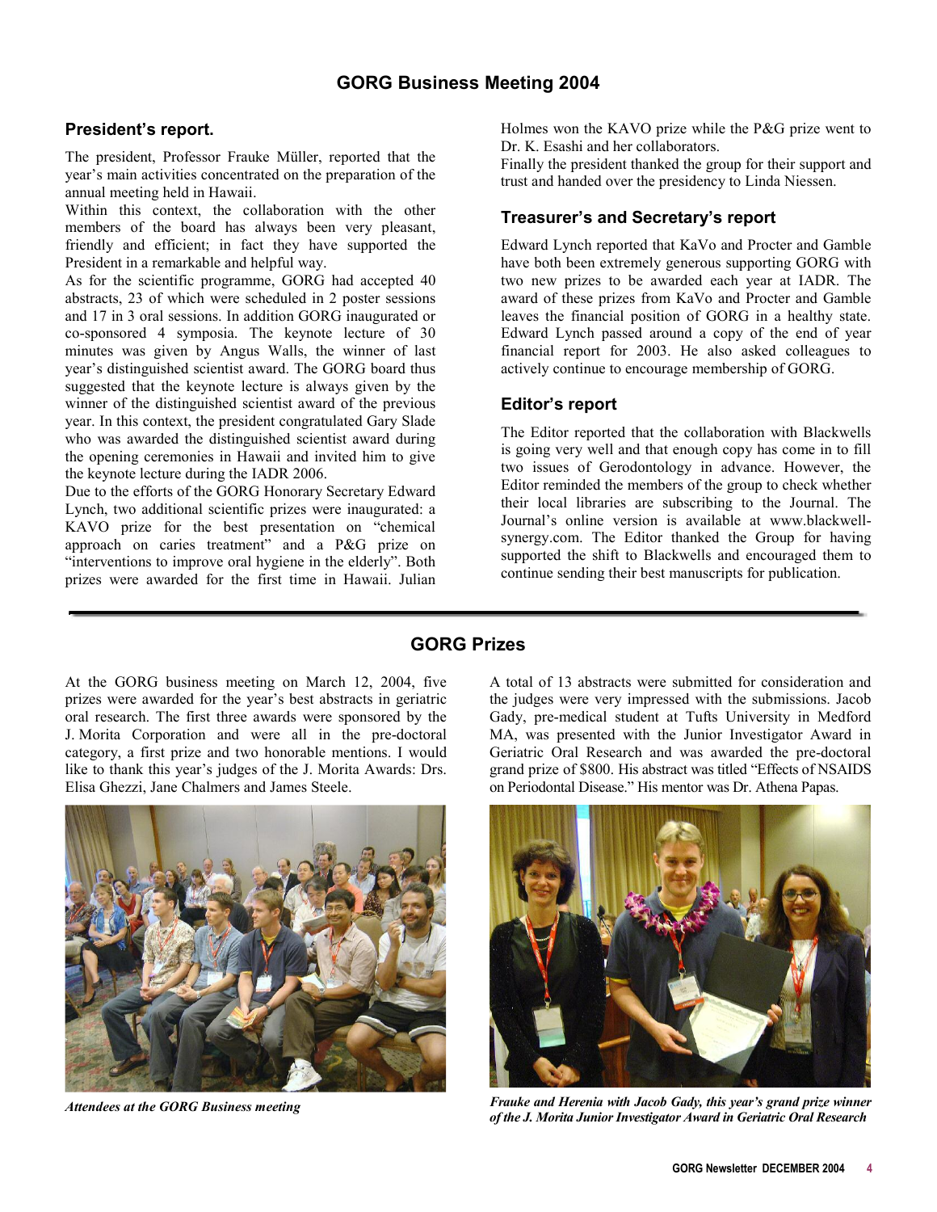# GORG Business Meeting 2004

## President's report.

The president, Professor Frauke Müller, reported that the year's main activities concentrated on the preparation of the annual meeting held in Hawaii.

Within this context, the collaboration with the other members of the board has always been very pleasant, friendly and efficient; in fact they have supported the President in a remarkable and helpful way.

As for the scientific programme, GORG had accepted 40 abstracts, 23 of which were scheduled in 2 poster sessions and 17 in 3 oral sessions. In addition GORG inaugurated or co-sponsored 4 symposia. The keynote lecture of 30 minutes was given by Angus Walls, the winner of last year's distinguished scientist award. The GORG board thus suggested that the keynote lecture is always given by the winner of the distinguished scientist award of the previous year. In this context, the president congratulated Gary Slade who was awarded the distinguished scientist award during the opening ceremonies in Hawaii and invited him to give the keynote lecture during the IADR 2006.

Due to the efforts of the GORG Honorary Secretary Edward Lynch, two additional scientific prizes were inaugurated: a KAVO prize for the best presentation on "chemical approach on caries treatment" and a P&G prize on "interventions to improve oral hygiene in the elderly". Both prizes were awarded for the first time in Hawaii. Julian Holmes won the KAVO prize while the P&G prize went to Dr. K. Esashi and her collaborators.

Finally the president thanked the group for their support and trust and handed over the presidency to Linda Niessen.

## Treasurer's and Secretary's report

Edward Lynch reported that KaVo and Procter and Gamble have both been extremely generous supporting GORG with two new prizes to be awarded each year at IADR. The award of these prizes from KaVo and Procter and Gamble leaves the financial position of GORG in a healthy state. Edward Lynch passed around a copy of the end of year financial report for 2003. He also asked colleagues to actively continue to encourage membership of GORG.

## Editor's report

The Editor reported that the collaboration with Blackwells is going very well and that enough copy has come in to fill two issues of Gerodontology in advance. However, the Editor reminded the members of the group to check whether their local libraries are subscribing to the Journal. The Journal's online version is available at www.blackwell-synergy.com. The Editor thanked the Group for having supported the shift to Blackwells and encouraged them to continue sending their best manuscripts for publication.

# GORG Prizes

At the GORG business meeting on March 12, 2004, five prizes were awarded for the year's best abstracts in geriatric oral research. The first three awards were sponsored by the J. Morita Corporation and were all in the pre-doctoral category, a first prize and two honorable mentions. I would like to thank this year's judges of the J. Morita Awards: Drs. Elisa Ghezzi, Jane Chalmers and James Steele.

*Attendees at the GORG Business meeting*

A total of 13 abstracts were submitted for consideration and the judges were very impressed with the submissions. Jacob Gady, pre-medical student at Tufts University in Medford MA, was presented with the Junior Investigator Award in Geriatric Oral Research and was awarded the pre-doctoral grand prize of $800. His abstract was titled "Effects of NSAIDS on Periodontal Disease." His mentor was Dr. Athena Papas.

*Frauke and Herenia with Jacob Gady, this year's grand prize winner of the J. Morita Junior Investigator Award in Geriatric Oral Research*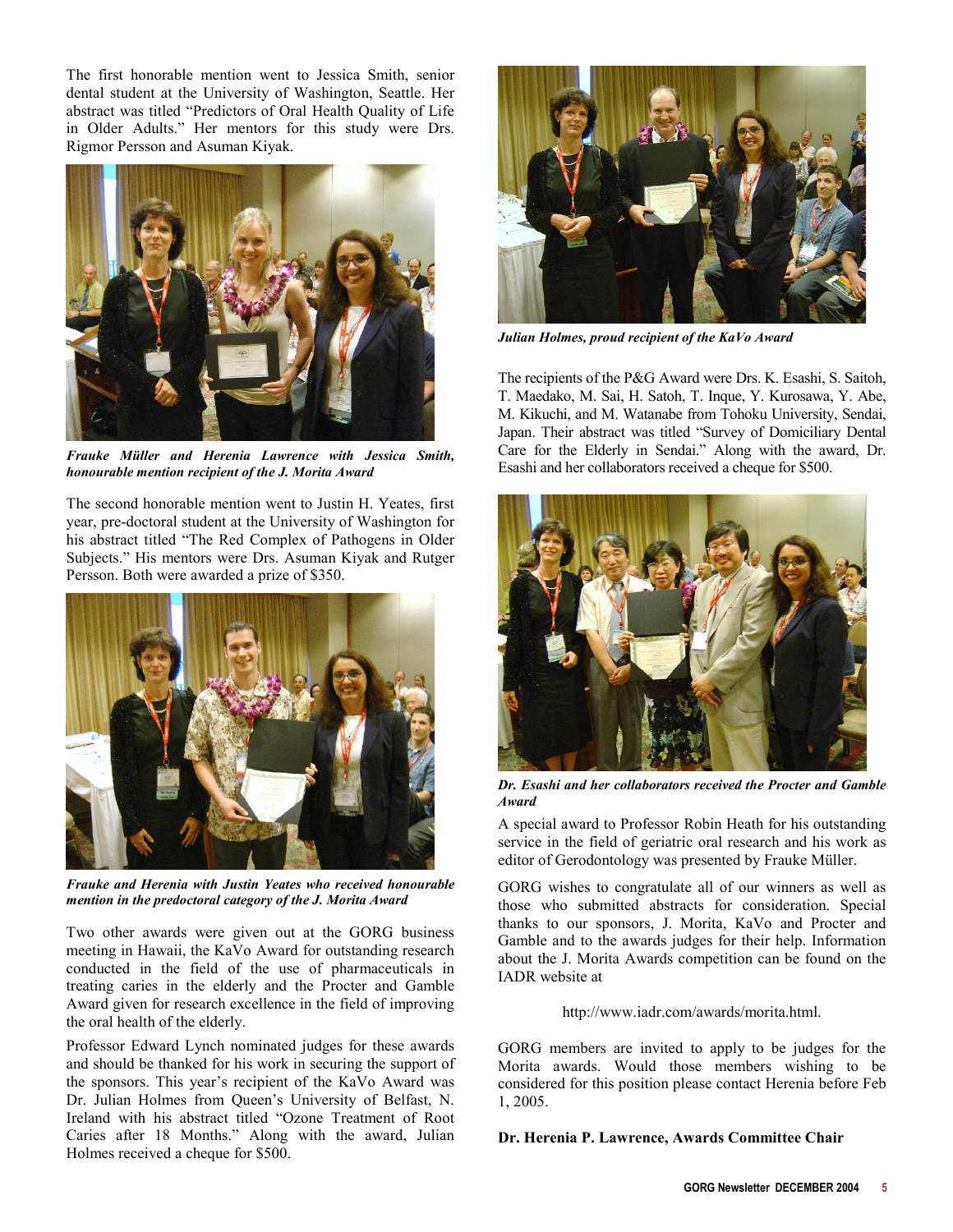The first honorable mention went to Jessica Smith, senior dental student at the University of Washington, Seattle. Her abstract was titled "Predictors of Oral Health Quality of Life in Older Adults." Her mentors for this study were Drs. Rigmor Persson and Asuman Kiyak.

***Frauke Müller and Herenia Lawrence with Jessica Smith, honourable mention recipient of the J. Morita Award***

The second honorable mention went to Justin H. Yeates, first year, pre-doctoral student at the University of Washington for his abstract titled "The Red Complex of Pathogens in Older Subjects." His mentors were Drs. Asuman Kiyak and Rutger Persson. Both were awarded a prize of $350.

***Frauke and Herenia with Justin Yeates who received honourable mention in the predoctoral category of the J. Morita Award***

Two other awards were given out at the GORG business meeting in Hawaii, the KaVo Award for outstanding research conducted in the field of the use of pharmaceuticals in treating caries in the elderly and the Procter and Gamble Award given for research excellence in the field of improving the oral health of the elderly.

Professor Edward Lynch nominated judges for these awards and should be thanked for his work in securing the support of the sponsors. This year's recipient of the KaVo Award was Dr. Julian Holmes from Queen's University of Belfast, N. Ireland with his abstract titled "Ozone Treatment of Root Caries after 18 Months." Along with the award, Julian Holmes received a cheque for $500.

***Julian Holmes, proud recipient of the KaVo Award***

The recipients of the P&G Award were Drs. K. Esashi, S. Saitoh, T. Maedako, M. Sai, H. Satoh, T. Inque, Y. Kurosawa, Y. Abe, M. Kikuchi, and M. Watanabe from Tohoku University, Sendai, Japan. Their abstract was titled "Survey of Domiciliary Dental Care for the Elderly in Sendai." Along with the award, Dr. Esashi and her collaborators received a cheque for $500.

***Dr. Esashi and her collaborators received the Procter and Gamble Award***

A special award to Professor Robin Heath for his outstanding service in the field of geriatric oral research and his work as editor of Gerodontology was presented by Frauke Müller.

GORG wishes to congratulate all of our winners as well as those who submitted abstracts for consideration. Special thanks to our sponsors, J. Morita, KaVo and Procter and Gamble and to the awards judges for their help. Information about the J. Morita Awards competition can be found on the IADR website at

http://www.iadr.com/awards/morita.html.

GORG members are invited to apply to be judges for the Morita awards. Would those members wishing to be considered for this position please contact Herenia before Feb 1, 2005.

**Dr. Herenia P. Lawrence, Awards Committee Chair**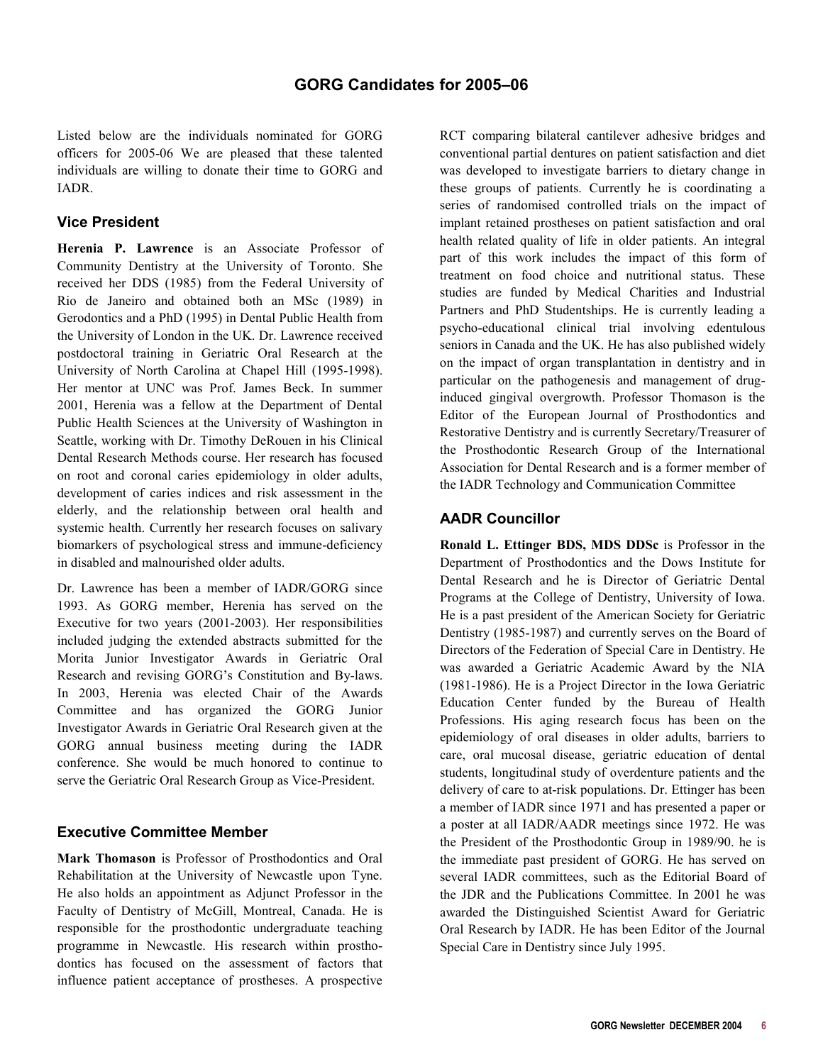# GORG Candidates for 2005–06

Listed below are the individuals nominated for GORG officers for 2005-06 We are pleased that these talented individuals are willing to donate their time to GORG and IADR.

## Vice President

**Herenia P. Lawrence** is an Associate Professor of Community Dentistry at the University of Toronto. She received her DDS (1985) from the Federal University of Rio de Janeiro and obtained both an MSc (1989) in Gerodontics and a PhD (1995) in Dental Public Health from the University of London in the UK. Dr. Lawrence received postdoctoral training in Geriatric Oral Research at the University of North Carolina at Chapel Hill (1995-1998). Her mentor at UNC was Prof. James Beck. In summer 2001, Herenia was a fellow at the Department of Dental Public Health Sciences at the University of Washington in Seattle, working with Dr. Timothy DeRouen in his Clinical Dental Research Methods course. Her research has focused on root and coronal caries epidemiology in older adults, development of caries indices and risk assessment in the elderly, and the relationship between oral health and systemic health. Currently her research focuses on salivary biomarkers of psychological stress and immune-deficiency in disabled and malnourished older adults.

Dr. Lawrence has been a member of IADR/GORG since 1993. As GORG member, Herenia has served on the Executive for two years (2001-2003). Her responsibilities included judging the extended abstracts submitted for the Morita Junior Investigator Awards in Geriatric Oral Research and revising GORG's Constitution and By-laws. In 2003, Herenia was elected Chair of the Awards Committee and has organized the GORG Junior Investigator Awards in Geriatric Oral Research given at the GORG annual business meeting during the IADR conference. She would be much honored to continue to serve the Geriatric Oral Research Group as Vice-President.

## Executive Committee Member

**Mark Thomason** is Professor of Prosthodontics and Oral Rehabilitation at the University of Newcastle upon Tyne. He also holds an appointment as Adjunct Professor in the Faculty of Dentistry of McGill, Montreal, Canada. He is responsible for the prosthodontic undergraduate teaching programme in Newcastle. His research within prosthodontics has focused on the assessment of factors that influence patient acceptance of prostheses. A prospective RCT comparing bilateral cantilever adhesive bridges and conventional partial dentures on patient satisfaction and diet was developed to investigate barriers to dietary change in these groups of patients. Currently he is coordinating a series of randomised controlled trials on the impact of implant retained prostheses on patient satisfaction and oral health related quality of life in older patients. An integral part of this work includes the impact of this form of treatment on food choice and nutritional status. These studies are funded by Medical Charities and Industrial Partners and PhD Studentships. He is currently leading a psycho-educational clinical trial involving edentulous seniors in Canada and the UK. He has also published widely on the impact of organ transplantation in dentistry and in particular on the pathogenesis and management of drug-induced gingival overgrowth. Professor Thomason is the Editor of the European Journal of Prosthodontics and Restorative Dentistry and is currently Secretary/Treasurer of the Prosthodontic Research Group of the International Association for Dental Research and is a former member of the IADR Technology and Communication Committee

## AADR Councillor

**Ronald L. Ettinger BDS, MDS DDSc** is Professor in the Department of Prosthodontics and the Dows Institute for Dental Research and he is Director of Geriatric Dental Programs at the College of Dentistry, University of Iowa. He is a past president of the American Society for Geriatric Dentistry (1985-1987) and currently serves on the Board of Directors of the Federation of Special Care in Dentistry. He was awarded a Geriatric Academic Award by the NIA (1981-1986). He is a Project Director in the Iowa Geriatric Education Center funded by the Bureau of Health Professions. His aging research focus has been on the epidemiology of oral diseases in older adults, barriers to care, oral mucosal disease, geriatric education of dental students, longitudinal study of overdenture patients and the delivery of care to at-risk populations. Dr. Ettinger has been a member of IADR since 1971 and has presented a paper or a poster at all IADR/AADR meetings since 1972. He was the President of the Prosthodontic Group in 1989/90. he is the immediate past president of GORG. He has served on several IADR committees, such as the Editorial Board of the JDR and the Publications Committee. In 2001 he was awarded the Distinguished Scientist Award for Geriatric Oral Research by IADR. He has been Editor of the Journal Special Care in Dentistry since July 1995.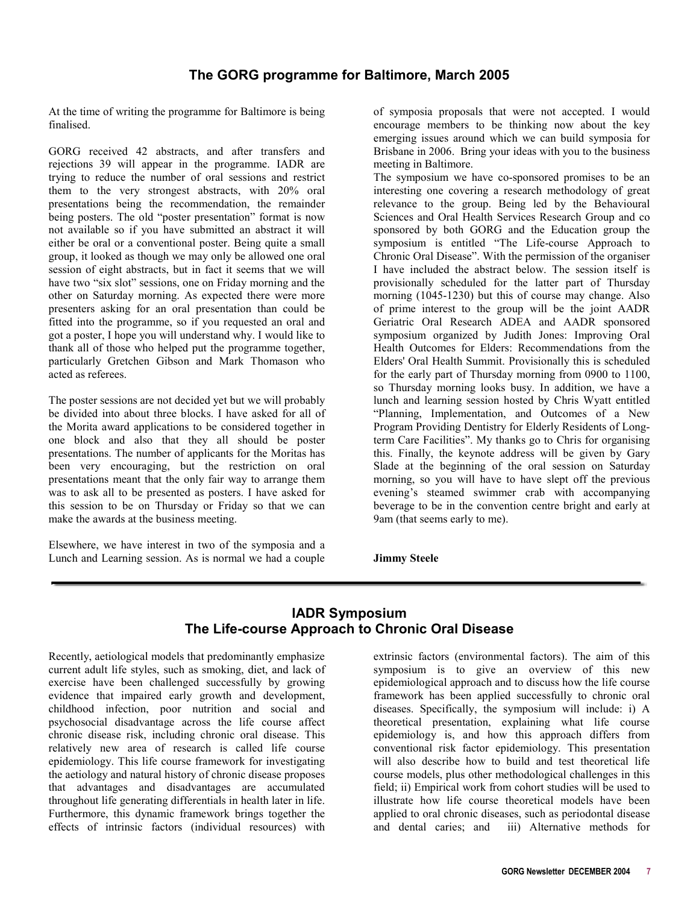## The GORG programme for Baltimore, March 2005

At the time of writing the programme for Baltimore is being finalised.

GORG received 42 abstracts, and after transfers and rejections 39 will appear in the programme. IADR are trying to reduce the number of oral sessions and restrict them to the very strongest abstracts, with 20% oral presentations being the recommendation, the remainder being posters. The old "poster presentation" format is now not available so if you have submitted an abstract it will either be oral or a conventional poster. Being quite a small group, it looked as though we may only be allowed one oral session of eight abstracts, but in fact it seems that we will have two "six slot" sessions, one on Friday morning and the other on Saturday morning. As expected there were more presenters asking for an oral presentation than could be fitted into the programme, so if you requested an oral and got a poster, I hope you will understand why. I would like to thank all of those who helped put the programme together, particularly Gretchen Gibson and Mark Thomason who acted as referees.

The poster sessions are not decided yet but we will probably be divided into about three blocks. I have asked for all of the Morita award applications to be considered together in one block and also that they all should be poster presentations. The number of applicants for the Moritas has been very encouraging, but the restriction on oral presentations meant that the only fair way to arrange them was to ask all to be presented as posters. I have asked for this session to be on Thursday or Friday so that we can make the awards at the business meeting.

Elsewhere, we have interest in two of the symposia and a Lunch and Learning session. As is normal we had a couple of symposia proposals that were not accepted. I would encourage members to be thinking now about the key emerging issues around which we can build symposia for Brisbane in 2006. Bring your ideas with you to the business meeting in Baltimore.

The symposium we have co-sponsored promises to be an interesting one covering a research methodology of great relevance to the group. Being led by the Behavioural Sciences and Oral Health Services Research Group and co sponsored by both GORG and the Education group the symposium is entitled "The Life-course Approach to Chronic Oral Disease". With the permission of the organiser I have included the abstract below. The session itself is provisionally scheduled for the latter part of Thursday morning (1045-1230) but this of course may change. Also of prime interest to the group will be the joint AADR Geriatric Oral Research ADEA and AADR sponsored symposium organized by Judith Jones: Improving Oral Health Outcomes for Elders: Recommendations from the Elders' Oral Health Summit. Provisionally this is scheduled for the early part of Thursday morning from 0900 to 1100, so Thursday morning looks busy. In addition, we have a lunch and learning session hosted by Chris Wyatt entitled "Planning, Implementation, and Outcomes of a New Program Providing Dentistry for Elderly Residents of Long-term Care Facilities". My thanks go to Chris for organising this. Finally, the keynote address will be given by Gary Slade at the beginning of the oral session on Saturday morning, so you will have to have slept off the previous evening's steamed swimmer crab with accompanying beverage to be in the convention centre bright and early at 9am (that seems early to me).

**Jimmy Steele**

---

## IADR Symposium
## The Life-course Approach to Chronic Oral Disease

Recently, aetiological models that predominantly emphasize current adult life styles, such as smoking, diet, and lack of exercise have been challenged successfully by growing evidence that impaired early growth and development, childhood infection, poor nutrition and social and psychosocial disadvantage across the life course affect chronic disease risk, including chronic oral disease. This relatively new area of research is called life course epidemiology. This life course framework for investigating the aetiology and natural history of chronic disease proposes that advantages and disadvantages are accumulated throughout life generating differentials in health later in life. Furthermore, this dynamic framework brings together the effects of intrinsic factors (individual resources) with extrinsic factors (environmental factors). The aim of this symposium is to give an overview of this new epidemiological approach and to discuss how the life course framework has been applied successfully to chronic oral diseases. Specifically, the symposium will include: i) A theoretical presentation, explaining what life course epidemiology is, and how this approach differs from conventional risk factor epidemiology. This presentation will also describe how to build and test theoretical life course models, plus other methodological challenges in this field; ii) Empirical work from cohort studies will be used to illustrate how life course theoretical models have been applied to oral chronic diseases, such as periodontal disease and dental caries; and iii) Alternative methods for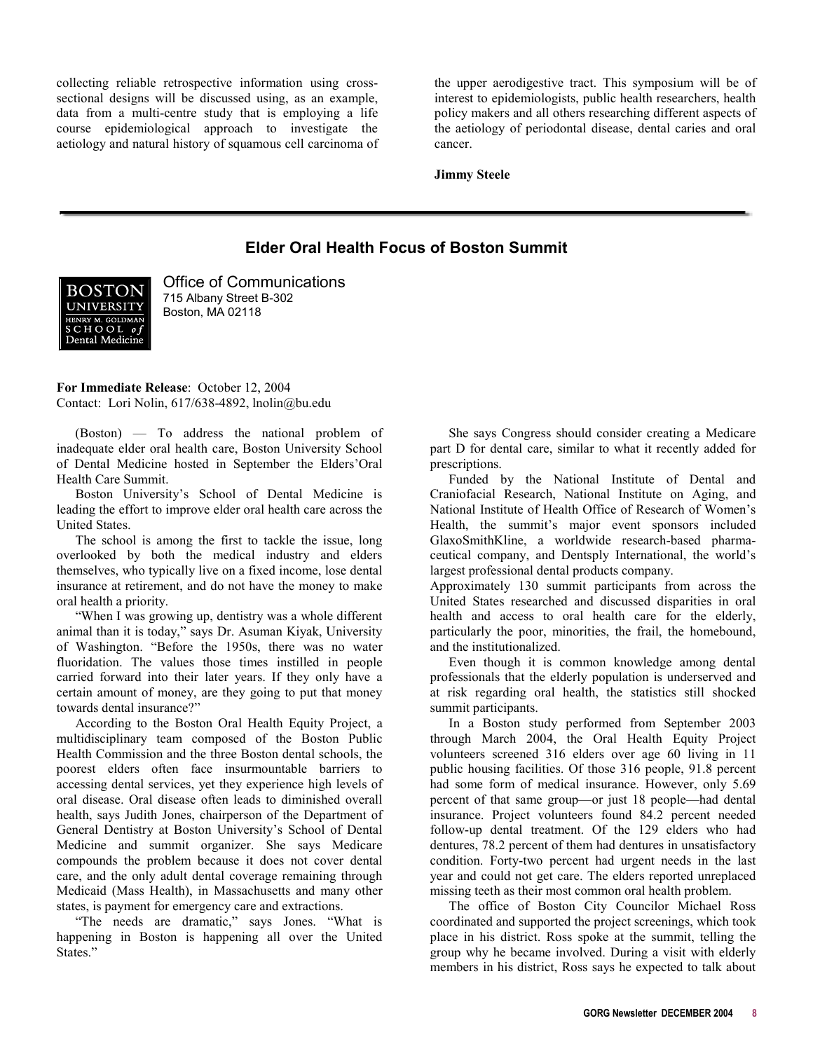collecting reliable retrospective information using cross-sectional designs will be discussed using, as an example, data from a multi-centre study that is employing a life course epidemiological approach to investigate the aetiology and natural history of squamous cell carcinoma of the upper aerodigestive tract. This symposium will be of interest to epidemiologists, public health researchers, health policy makers and all others researching different aspects of the aetiology of periodontal disease, dental caries and oral cancer.

**Jimmy Steele**

---

## Elder Oral Health Focus of Boston Summit

BOSTON UNIVERSITY
HENRY M. GOLDMAN SCHOOL of Dental Medicine

Office of Communications
715 Albany Street B-302
Boston, MA 02118

**For Immediate Release**: October 12, 2004
Contact: Lori Nolin, 617/638-4892, lnolin@bu.edu

(Boston) — To address the national problem of inadequate elder oral health care, Boston University School of Dental Medicine hosted in September the Elders'Oral Health Care Summit.

Boston University's School of Dental Medicine is leading the effort to improve elder oral health care across the United States.

The school is among the first to tackle the issue, long overlooked by both the medical industry and elders themselves, who typically live on a fixed income, lose dental insurance at retirement, and do not have the money to make oral health a priority.

"When I was growing up, dentistry was a whole different animal than it is today," says Dr. Asuman Kiyak, University of Washington. "Before the 1950s, there was no water fluoridation. The values those times instilled in people carried forward into their later years. If they only have a certain amount of money, are they going to put that money towards dental insurance?"

According to the Boston Oral Health Equity Project, a multidisciplinary team composed of the Boston Public Health Commission and the three Boston dental schools, the poorest elders often face insurmountable barriers to accessing dental services, yet they experience high levels of oral disease. Oral disease often leads to diminished overall health, says Judith Jones, chairperson of the Department of General Dentistry at Boston University's School of Dental Medicine and summit organizer. She says Medicare compounds the problem because it does not cover dental care, and the only adult dental coverage remaining through Medicaid (Mass Health), in Massachusetts and many other states, is payment for emergency care and extractions.

"The needs are dramatic," says Jones. "What is happening in Boston is happening all over the United States."

She says Congress should consider creating a Medicare part D for dental care, similar to what it recently added for prescriptions.

Funded by the National Institute of Dental and Craniofacial Research, National Institute on Aging, and National Institute of Health Office of Research of Women's Health, the summit's major event sponsors included GlaxoSmithKline, a worldwide research-based pharmaceutical company, and Dentsply International, the world's largest professional dental products company.

Approximately 130 summit participants from across the United States researched and discussed disparities in oral health and access to oral health care for the elderly, particularly the poor, minorities, the frail, the homebound, and the institutionalized.

Even though it is common knowledge among dental professionals that the elderly population is underserved and at risk regarding oral health, the statistics still shocked summit participants.

In a Boston study performed from September 2003 through March 2004, the Oral Health Equity Project volunteers screened 316 elders over age 60 living in 11 public housing facilities. Of those 316 people, 91.8 percent had some form of medical insurance. However, only 5.69 percent of that same group—or just 18 people—had dental insurance. Project volunteers found 84.2 percent needed follow-up dental treatment. Of the 129 elders who had dentures, 78.2 percent of them had dentures in unsatisfactory condition. Forty-two percent had urgent needs in the last year and could not get care. The elders reported unreplaced missing teeth as their most common oral health problem.

The office of Boston City Councilor Michael Ross coordinated and supported the project screenings, which took place in his district. Ross spoke at the summit, telling the group why he became involved. During a visit with elderly members in his district, Ross says he expected to talk about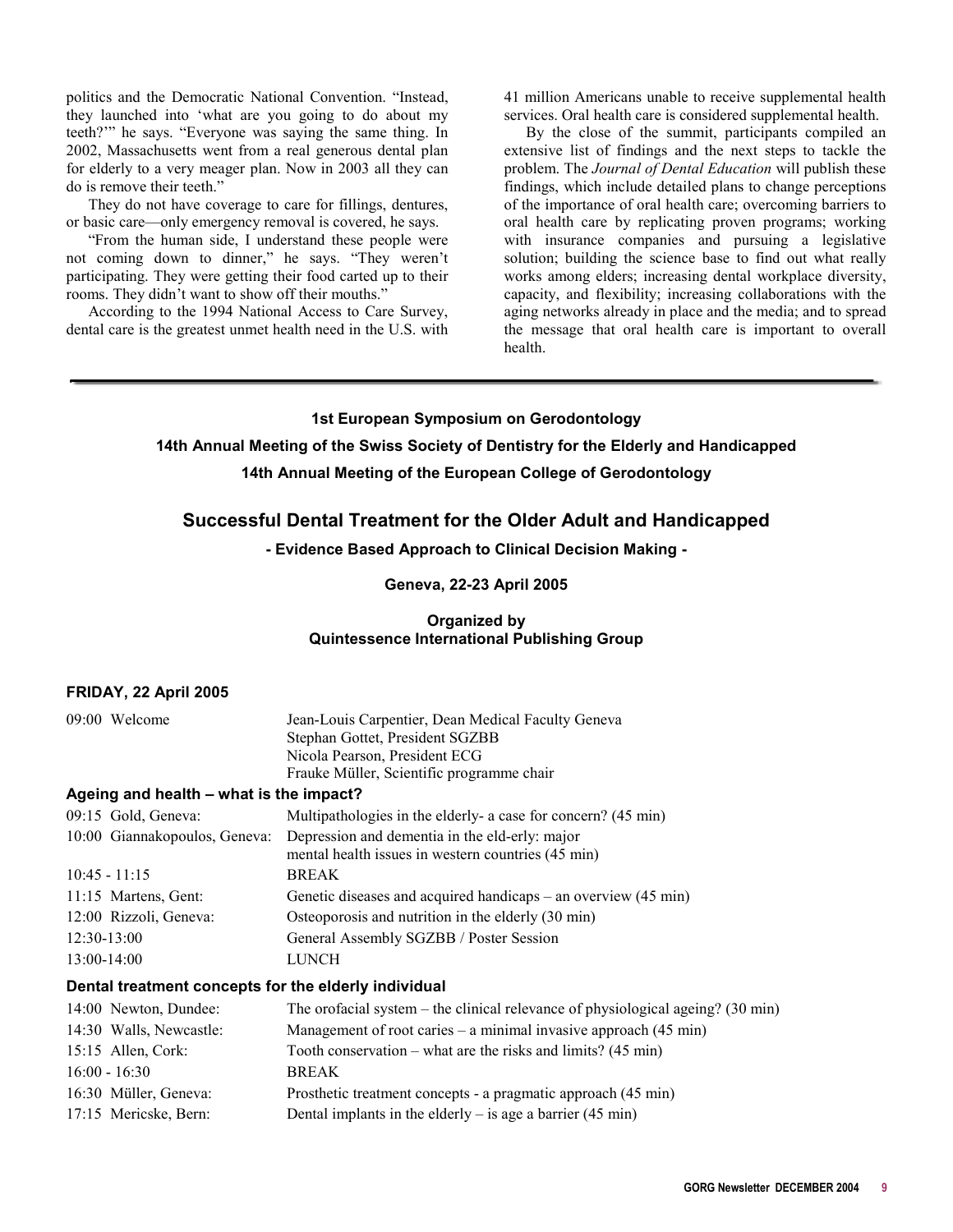politics and the Democratic National Convention. "Instead, they launched into 'what are you going to do about my teeth?'" he says. "Everyone was saying the same thing. In 2002, Massachusetts went from a real generous dental plan for elderly to a very meager plan. Now in 2003 all they can do is remove their teeth."

They do not have coverage to care for fillings, dentures, or basic care—only emergency removal is covered, he says.

"From the human side, I understand these people were not coming down to dinner," he says. "They weren't participating. They were getting their food carted up to their rooms. They didn't want to show off their mouths."

According to the 1994 National Access to Care Survey, dental care is the greatest unmet health need in the U.S. with 41 million Americans unable to receive supplemental health services. Oral health care is considered supplemental health.

By the close of the summit, participants compiled an extensive list of findings and the next steps to tackle the problem. The *Journal of Dental Education* will publish these findings, which include detailed plans to change perceptions of the importance of oral health care; overcoming barriers to oral health care by replicating proven programs; working with insurance companies and pursuing a legislative solution; building the science base to find out what really works among elders; increasing dental workplace diversity, capacity, and flexibility; increasing collaborations with the aging networks already in place and the media; and to spread the message that oral health care is important to overall health.

---

**1st European Symposium on Gerodontology**

**14th Annual Meeting of the Swiss Society of Dentistry for the Elderly and Handicapped**

**14th Annual Meeting of the European College of Gerodontology**

## Successful Dental Treatment for the Older Adult and Handicapped

**- Evidence Based Approach to Clinical Decision Making -**

**Geneva, 22-23 April 2005**

**Organized by**
**Quintessence International Publishing Group**

### FRIDAY, 22 April 2005

09:00 Welcome — Jean-Louis Carpentier, Dean Medical Faculty Geneva; Stephan Gottet, President SGZBB; Nicola Pearson, President ECG; Frauke Müller, Scientific programme chair

#### Ageing and health – what is the impact?

| | |
|---|---|
| 09:15 Gold, Geneva: | Multipathologies in the elderly- a case for concern? (45 min) |
| 10:00 Giannakopoulos, Geneva: | Depression and dementia in the eld-erly: major mental health issues in western countries (45 min) |
| 10:45 - 11:15 | BREAK |
| 11:15 Martens, Gent: | Genetic diseases and acquired handicaps – an overview (45 min) |
| 12:00 Rizzoli, Geneva: | Osteoporosis and nutrition in the elderly (30 min) |
| 12:30-13:00 | General Assembly SGZBB / Poster Session |
| 13:00-14:00 | LUNCH |

#### Dental treatment concepts for the elderly individual

| | |
|---|---|
| 14:00 Newton, Dundee: | The orofacial system – the clinical relevance of physiological ageing? (30 min) |
| 14:30 Walls, Newcastle: | Management of root caries – a minimal invasive approach (45 min) |
| 15:15 Allen, Cork: | Tooth conservation – what are the risks and limits? (45 min) |
| 16:00 - 16:30 | BREAK |
| 16:30 Müller, Geneva: | Prosthetic treatment concepts - a pragmatic approach (45 min) |
| 17:15 Mericske, Bern: | Dental implants in the elderly – is age a barrier (45 min) |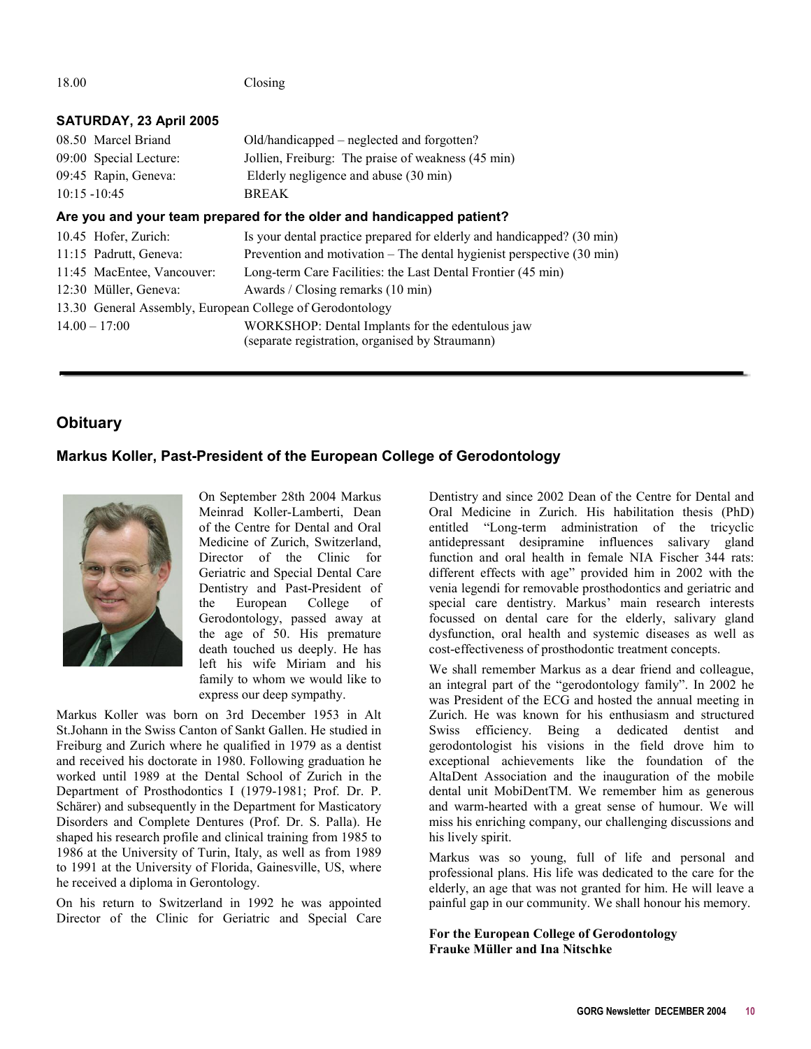| | |
|---|---|
| 18.00 | Closing |

**SATURDAY, 23 April 2005**

| | |
|---|---|
| 08.50 Marcel Briand | Old/handicapped – neglected and forgotten? |
| 09:00 Special Lecture: | Jollien, Freiburg: The praise of weakness (45 min) |
| 09:45 Rapin, Geneva: | Elderly negligence and abuse (30 min) |
| 10:15 -10:45 | BREAK |

**Are you and your team prepared for the older and handicapped patient?**

| | |
|---|---|
| 10.45 Hofer, Zurich: | Is your dental practice prepared for elderly and handicapped? (30 min) |
| 11:15 Padrutt, Geneva: | Prevention and motivation – The dental hygienist perspective (30 min) |
| 11:45 MacEntee, Vancouver: | Long-term Care Facilities: the Last Dental Frontier (45 min) |
| 12:30 Müller, Geneva: | Awards / Closing remarks (10 min) |
| 13.30 General Assembly, European College of Gerodontology | |
| 14.00 – 17:00 | WORKSHOP: Dental Implants for the edentulous jaw (separate registration, organised by Straumann) |

## Obituary

### Markus Koller, Past-President of the European College of Gerodontology

On September 28th 2004 Markus Meinrad Koller-Lamberti, Dean of the Centre for Dental and Oral Medicine of Zurich, Switzerland, Director of the Clinic for Geriatric and Special Dental Care Dentistry and Past-President of the European College of Gerodontology, passed away at the age of 50. His premature death touched us deeply. He has left his wife Miriam and his family to whom we would like to express our deep sympathy.

Markus Koller was born on 3rd December 1953 in Alt St.Johann in the Swiss Canton of Sankt Gallen. He studied in Freiburg and Zurich where he qualified in 1979 as a dentist and received his doctorate in 1980. Following graduation he worked until 1989 at the Dental School of Zurich in the Department of Prosthodontics I (1979-1981; Prof. Dr. P. Schärer) and subsequently in the Department for Masticatory Disorders and Complete Dentures (Prof. Dr. S. Palla). He shaped his research profile and clinical training from 1985 to 1986 at the University of Turin, Italy, as well as from 1989 to 1991 at the University of Florida, Gainesville, US, where he received a diploma in Gerontology.

On his return to Switzerland in 1992 he was appointed Director of the Clinic for Geriatric and Special Care Dentistry and since 2002 Dean of the Centre for Dental and Oral Medicine in Zurich. His habilitation thesis (PhD) entitled "Long-term administration of the tricyclic antidepressant desipramine influences salivary gland function and oral health in female NIA Fischer 344 rats: different effects with age" provided him in 2002 with the venia legendi for removable prosthodontics and geriatric and special care dentistry. Markus' main research interests focussed on dental care for the elderly, salivary gland dysfunction, oral health and systemic diseases as well as cost-effectiveness of prosthodontic treatment concepts.

We shall remember Markus as a dear friend and colleague, an integral part of the "gerodontology family". In 2002 he was President of the ECG and hosted the annual meeting in Zurich. He was known for his enthusiasm and structured Swiss efficiency. Being a dedicated dentist and gerodontologist his visions in the field drove him to exceptional achievements like the foundation of the AltaDent Association and the inauguration of the mobile dental unit MobiDentTM. We remember him as generous and warm-hearted with a great sense of humour. We will miss his enriching company, our challenging discussions and his lively spirit.

Markus was so young, full of life and personal and professional plans. His life was dedicated to the care for the elderly, an age that was not granted for him. He will leave a painful gap in our community. We shall honour his memory.

**For the European College of Gerodontology**
**Frauke Müller and Ina Nitschke**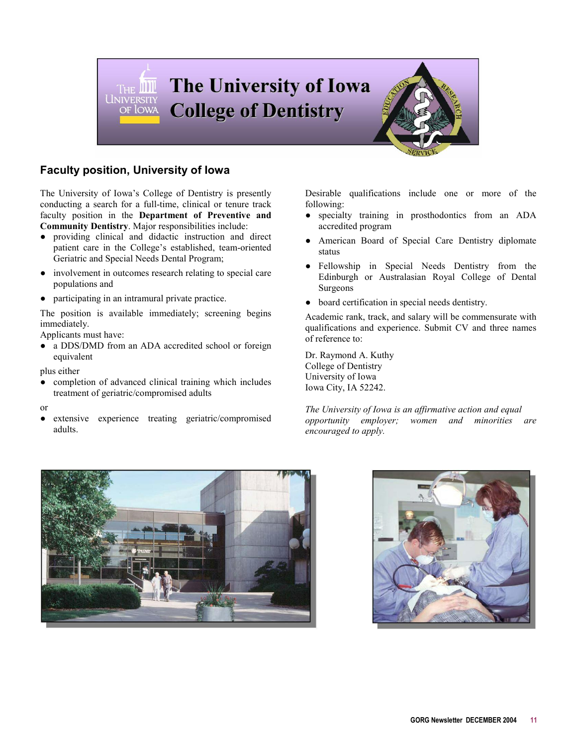# The University of Iowa College of Dentistry

## Faculty position, University of Iowa

The University of Iowa's College of Dentistry is presently conducting a search for a full-time, clinical or tenure track faculty position in the **Department of Preventive and Community Dentistry**. Major responsibilities include:

- providing clinical and didactic instruction and direct patient care in the College's established, team-oriented Geriatric and Special Needs Dental Program;
- involvement in outcomes research relating to special care populations and
- participating in an intramural private practice.

The position is available immediately; screening begins immediately.

Applicants must have:

- a DDS/DMD from an ADA accredited school or foreign equivalent

plus either

- completion of advanced clinical training which includes treatment of geriatric/compromised adults

or

- extensive experience treating geriatric/compromised adults.

Desirable qualifications include one or more of the following:

- specialty training in prosthodontics from an ADA accredited program
- American Board of Special Care Dentistry diplomate status
- Fellowship in Special Needs Dentistry from the Edinburgh or Australasian Royal College of Dental Surgeons
- board certification in special needs dentistry.

Academic rank, track, and salary will be commensurate with qualifications and experience. Submit CV and three names of reference to:

Dr. Raymond A. Kuthy
College of Dentistry
University of Iowa
Iowa City, IA 52242.

*The University of Iowa is an affirmative action and equal opportunity employer; women and minorities are encouraged to apply.*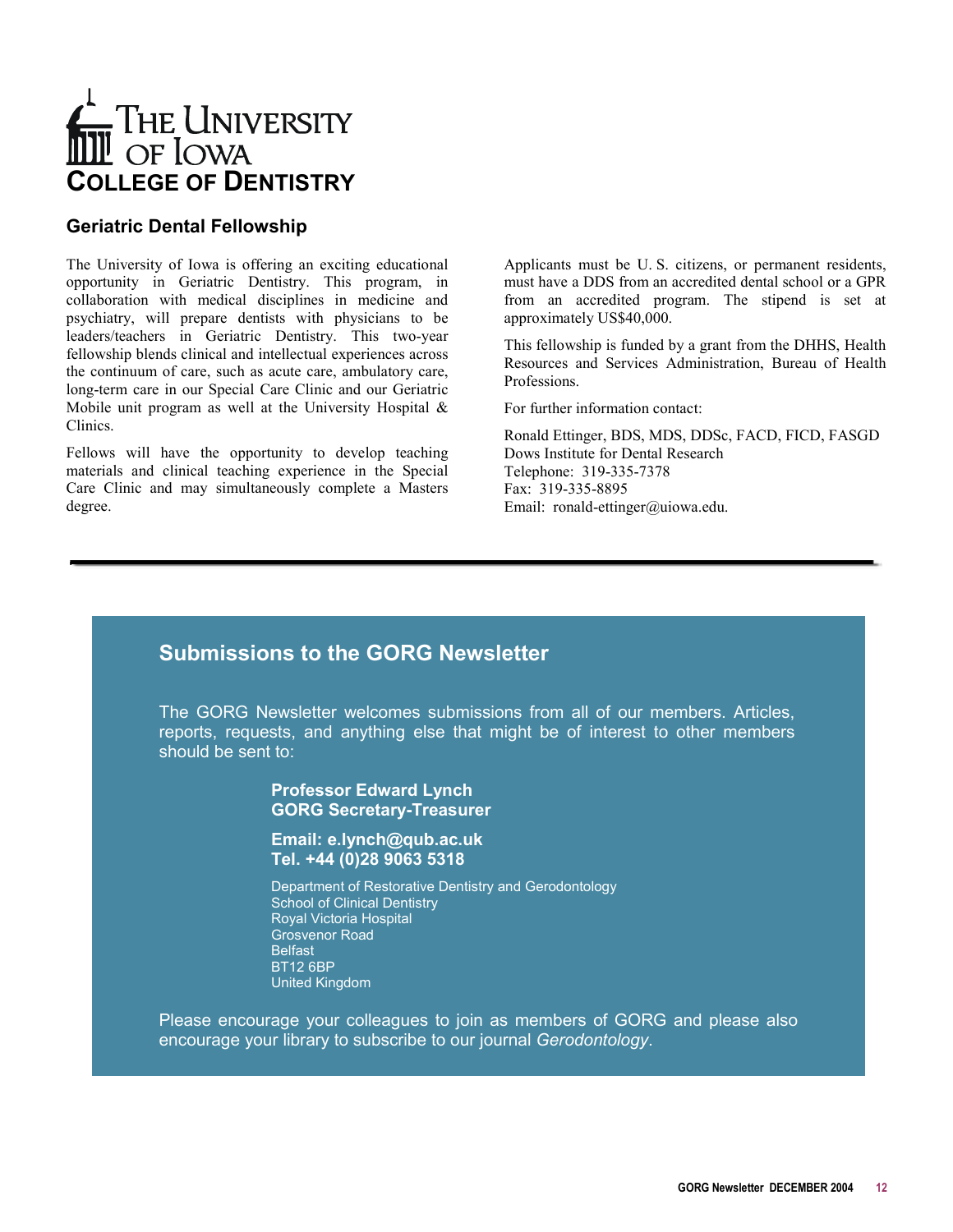# The University of Iowa
## College of Dentistry

### Geriatric Dental Fellowship

The University of Iowa is offering an exciting educational opportunity in Geriatric Dentistry. This program, in collaboration with medical disciplines in medicine and psychiatry, will prepare dentists with physicians to be leaders/teachers in Geriatric Dentistry. This two-year fellowship blends clinical and intellectual experiences across the continuum of care, such as acute care, ambulatory care, long-term care in our Special Care Clinic and our Geriatric Mobile unit program as well at the University Hospital & Clinics.

Fellows will have the opportunity to develop teaching materials and clinical teaching experience in the Special Care Clinic and may simultaneously complete a Masters degree.

Applicants must be U. S. citizens, or permanent residents, must have a DDS from an accredited dental school or a GPR from an accredited program. The stipend is set at approximately US$40,000.

This fellowship is funded by a grant from the DHHS, Health Resources and Services Administration, Bureau of Health Professions.

For further information contact:

Ronald Ettinger, BDS, MDS, DDSc, FACD, FICD, FASGD
Dows Institute for Dental Research
Telephone: 319-335-7378
Fax: 319-335-8895
Email: ronald-ettinger@uiowa.edu.

---

## Submissions to the GORG Newsletter

The GORG Newsletter welcomes submissions from all of our members. Articles, reports, requests, and anything else that might be of interest to other members should be sent to:

**Professor Edward Lynch**
**GORG Secretary-Treasurer**

**Email: e.lynch@qub.ac.uk**
**Tel. +44 (0)28 9063 5318**

Department of Restorative Dentistry and Gerodontology
School of Clinical Dentistry
Royal Victoria Hospital
Grosvenor Road
Belfast
BT12 6BP
United Kingdom

Please encourage your colleagues to join as members of GORG and please also encourage your library to subscribe to our journal *Gerodontology*.